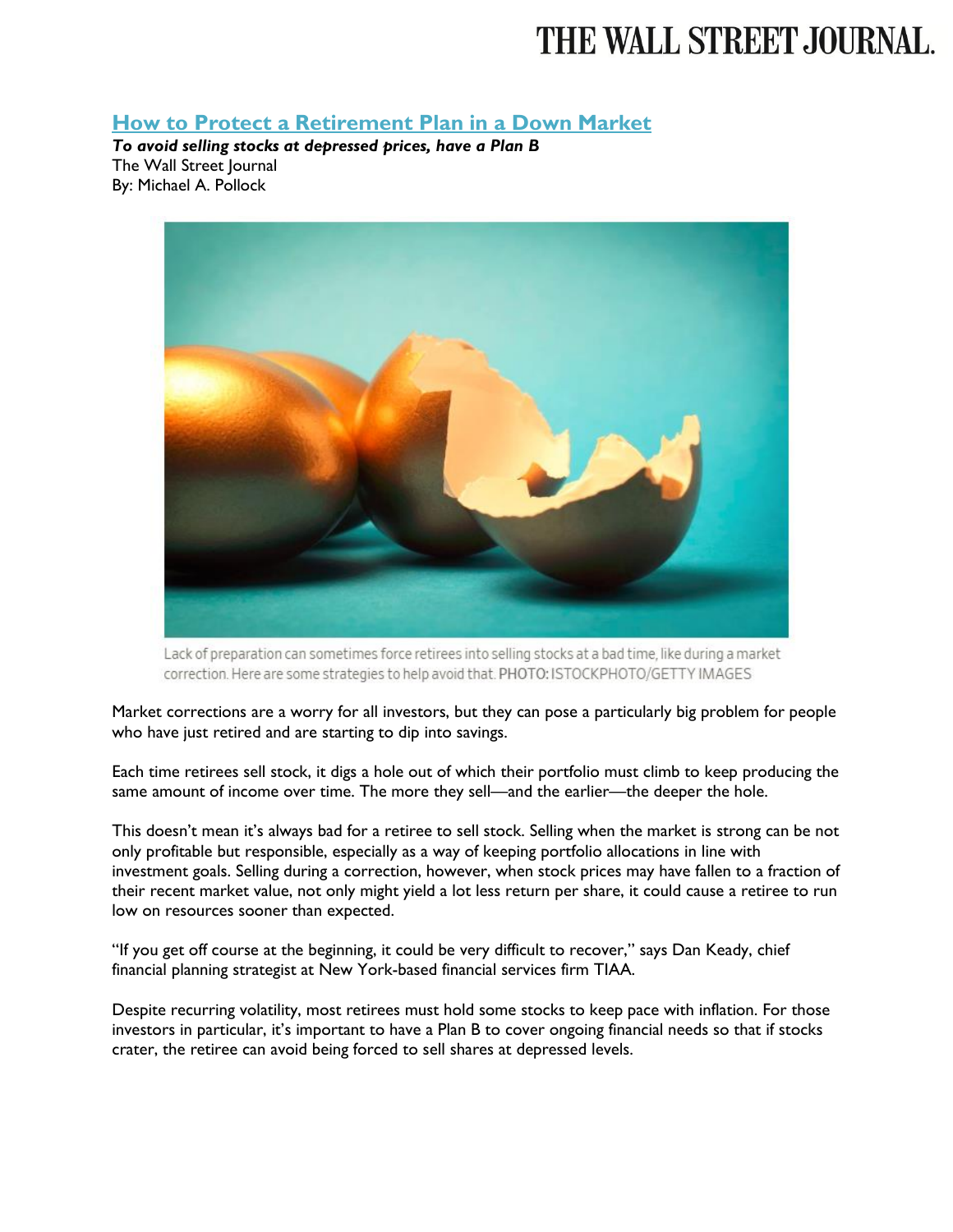# THE WALL STREET JOURNAL.

## [How to Protect a Retirement Plan in a Down Market]

***To avoid selling stocks at depressed prices, have a Plan B***

The Wall Street Journal
By: Michael A. Pollock

Lack of preparation can sometimes force retirees into selling stocks at a bad time, like during a market correction. Here are some strategies to help avoid that. PHOTO: ISTOCKPHOTO/GETTY IMAGES

Market corrections are a worry for all investors, but they can pose a particularly big problem for people who have just retired and are starting to dip into savings.

Each time retirees sell stock, it digs a hole out of which their portfolio must climb to keep producing the same amount of income over time. The more they sell—and the earlier—the deeper the hole.

This doesn't mean it's always bad for a retiree to sell stock. Selling when the market is strong can be not only profitable but responsible, especially as a way of keeping portfolio allocations in line with investment goals. Selling during a correction, however, when stock prices may have fallen to a fraction of their recent market value, not only might yield a lot less return per share, it could cause a retiree to run low on resources sooner than expected.

"If you get off course at the beginning, it could be very difficult to recover," says Dan Keady, chief financial planning strategist at New York-based financial services firm TIAA.

Despite recurring volatility, most retirees must hold some stocks to keep pace with inflation. For those investors in particular, it's important to have a Plan B to cover ongoing financial needs so that if stocks crater, the retiree can avoid being forced to sell shares at depressed levels.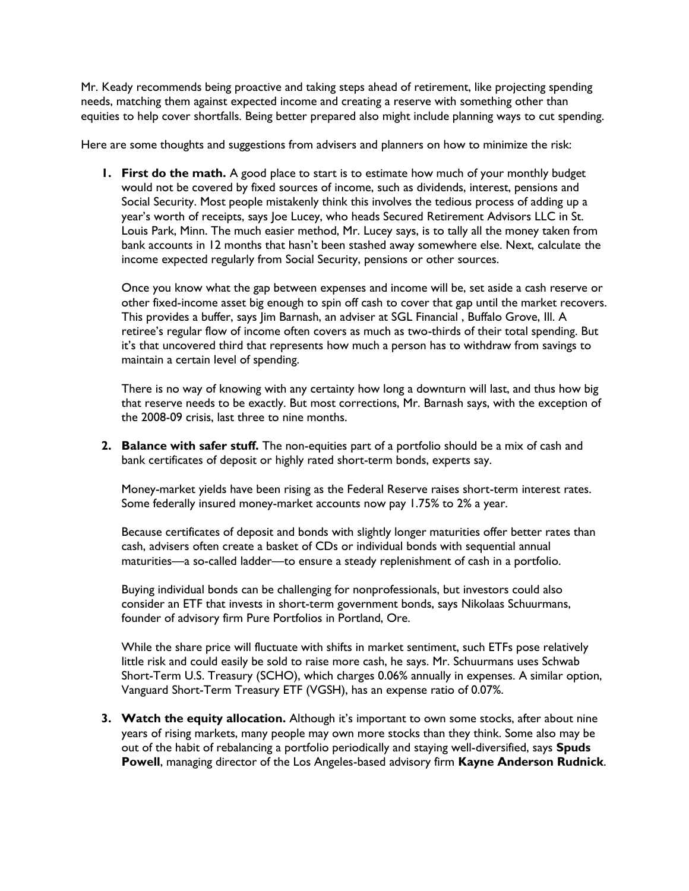Mr. Keady recommends being proactive and taking steps ahead of retirement, like projecting spending needs, matching them against expected income and creating a reserve with something other than equities to help cover shortfalls. Being better prepared also might include planning ways to cut spending.

Here are some thoughts and suggestions from advisers and planners on how to minimize the risk:

1. **First do the math.** A good place to start is to estimate how much of your monthly budget would not be covered by fixed sources of income, such as dividends, interest, pensions and Social Security. Most people mistakenly think this involves the tedious process of adding up a year's worth of receipts, says Joe Lucey, who heads Secured Retirement Advisors LLC in St. Louis Park, Minn. The much easier method, Mr. Lucey says, is to tally all the money taken from bank accounts in 12 months that hasn't been stashed away somewhere else. Next, calculate the income expected regularly from Social Security, pensions or other sources.

   Once you know what the gap between expenses and income will be, set aside a cash reserve or other fixed-income asset big enough to spin off cash to cover that gap until the market recovers. This provides a buffer, says Jim Barnash, an adviser at SGL Financial , Buffalo Grove, Ill. A retiree's regular flow of income often covers as much as two-thirds of their total spending. But it's that uncovered third that represents how much a person has to withdraw from savings to maintain a certain level of spending.

   There is no way of knowing with any certainty how long a downturn will last, and thus how big that reserve needs to be exactly. But most corrections, Mr. Barnash says, with the exception of the 2008-09 crisis, last three to nine months.

2. **Balance with safer stuff.** The non-equities part of a portfolio should be a mix of cash and bank certificates of deposit or highly rated short-term bonds, experts say.

   Money-market yields have been rising as the Federal Reserve raises short-term interest rates. Some federally insured money-market accounts now pay 1.75% to 2% a year.

   Because certificates of deposit and bonds with slightly longer maturities offer better rates than cash, advisers often create a basket of CDs or individual bonds with sequential annual maturities—a so-called ladder—to ensure a steady replenishment of cash in a portfolio.

   Buying individual bonds can be challenging for nonprofessionals, but investors could also consider an ETF that invests in short-term government bonds, says Nikolaas Schuurmans, founder of advisory firm Pure Portfolios in Portland, Ore.

   While the share price will fluctuate with shifts in market sentiment, such ETFs pose relatively little risk and could easily be sold to raise more cash, he says. Mr. Schuurmans uses Schwab Short-Term U.S. Treasury (SCHO), which charges 0.06% annually in expenses. A similar option, Vanguard Short-Term Treasury ETF (VGSH), has an expense ratio of 0.07%.

3. **Watch the equity allocation.** Although it's important to own some stocks, after about nine years of rising markets, many people may own more stocks than they think. Some also may be out of the habit of rebalancing a portfolio periodically and staying well-diversified, says **Spuds Powell**, managing director of the Los Angeles-based advisory firm **Kayne Anderson Rudnick**.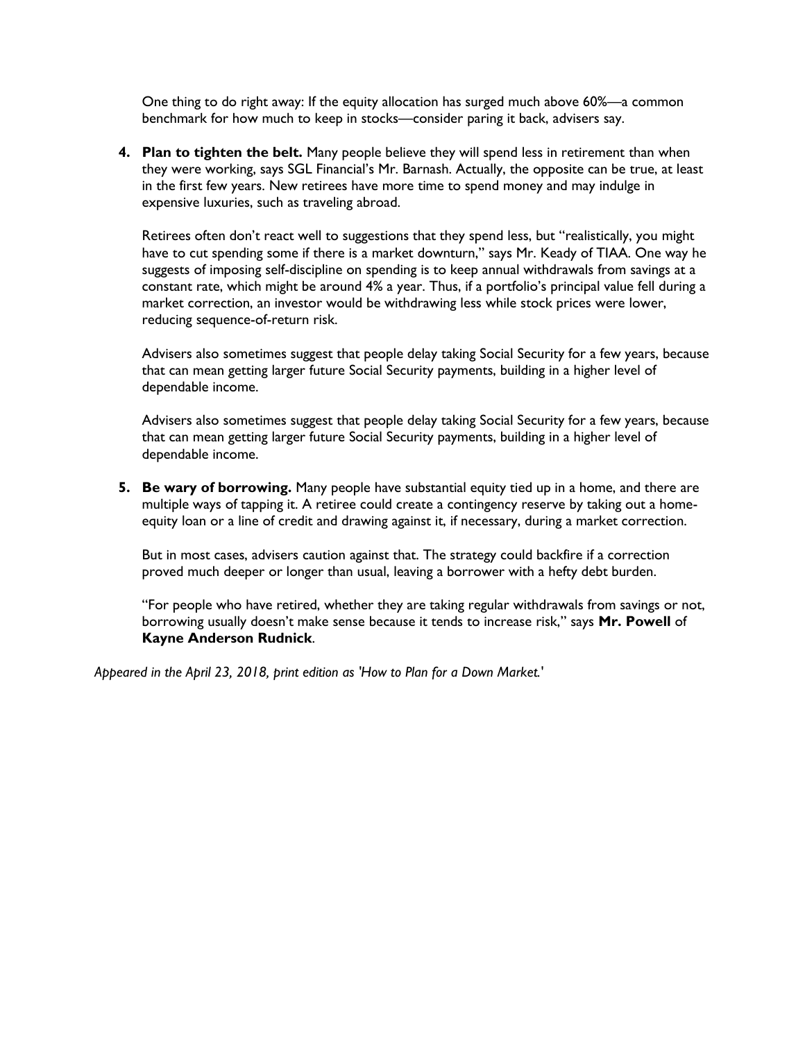One thing to do right away: If the equity allocation has surged much above 60%—a common benchmark for how much to keep in stocks—consider paring it back, advisers say.

4. **Plan to tighten the belt.** Many people believe they will spend less in retirement than when they were working, says SGL Financial's Mr. Barnash. Actually, the opposite can be true, at least in the first few years. New retirees have more time to spend money and may indulge in expensive luxuries, such as traveling abroad.

   Retirees often don't react well to suggestions that they spend less, but "realistically, you might have to cut spending some if there is a market downturn," says Mr. Keady of TIAA. One way he suggests of imposing self-discipline on spending is to keep annual withdrawals from savings at a constant rate, which might be around 4% a year. Thus, if a portfolio's principal value fell during a market correction, an investor would be withdrawing less while stock prices were lower, reducing sequence-of-return risk.

   Advisers also sometimes suggest that people delay taking Social Security for a few years, because that can mean getting larger future Social Security payments, building in a higher level of dependable income.

   Advisers also sometimes suggest that people delay taking Social Security for a few years, because that can mean getting larger future Social Security payments, building in a higher level of dependable income.

5. **Be wary of borrowing.** Many people have substantial equity tied up in a home, and there are multiple ways of tapping it. A retiree could create a contingency reserve by taking out a home-equity loan or a line of credit and drawing against it, if necessary, during a market correction.

   But in most cases, advisers caution against that. The strategy could backfire if a correction proved much deeper or longer than usual, leaving a borrower with a hefty debt burden.

   "For people who have retired, whether they are taking regular withdrawals from savings or not, borrowing usually doesn't make sense because it tends to increase risk," says **Mr. Powell** of **Kayne Anderson Rudnick**.

*Appeared in the April 23, 2018, print edition as 'How to Plan for a Down Market.'*